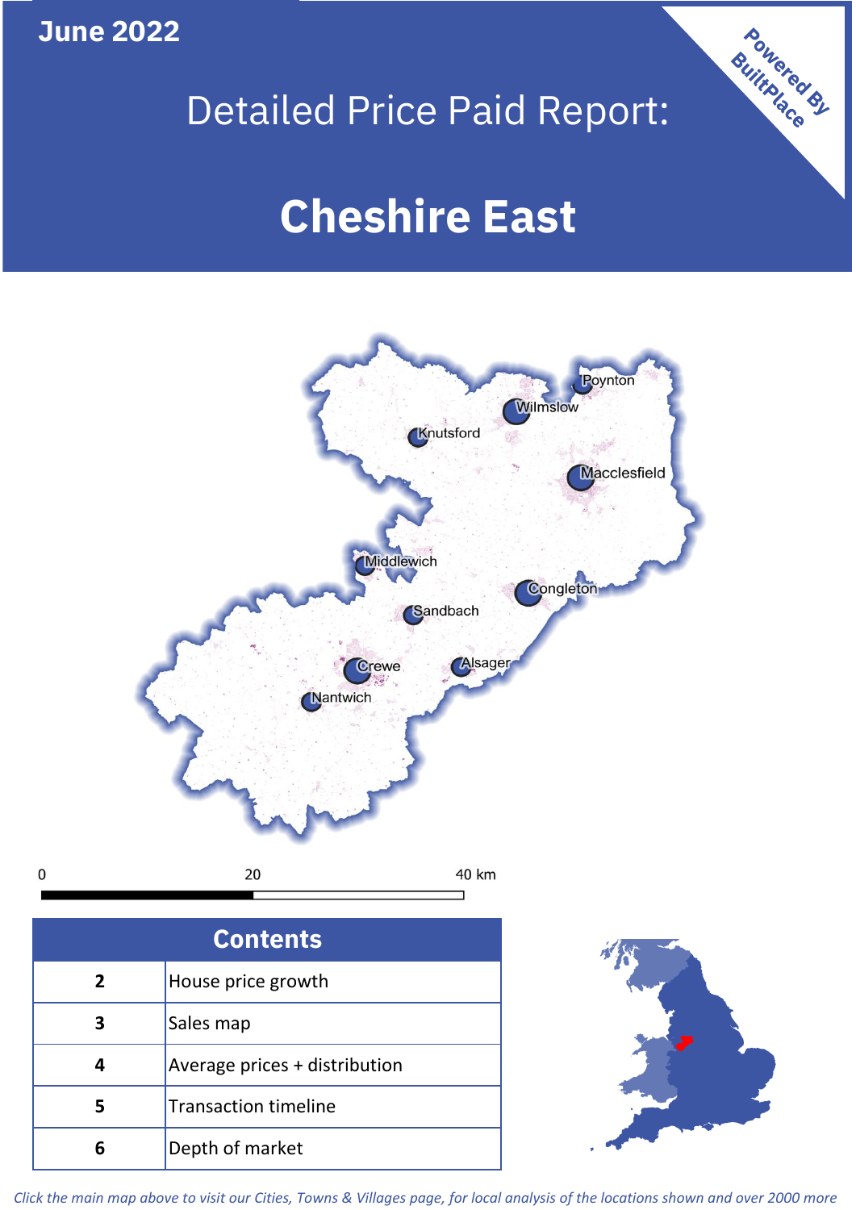**June 2022**

# Detailed Price Paid Report:

# Cheshire East

Powered By BuiltPlace

## Contents

| | |
|---|---|
| 2 | House price growth |
| 3 | Sales map |
| 4 | Average prices + distribution |
| 5 | Transaction timeline |
| 6 | Depth of market |

*Click the main map above to visit our Cities, Towns & Villages page, for local analysis of the locations shown and over 2000 more*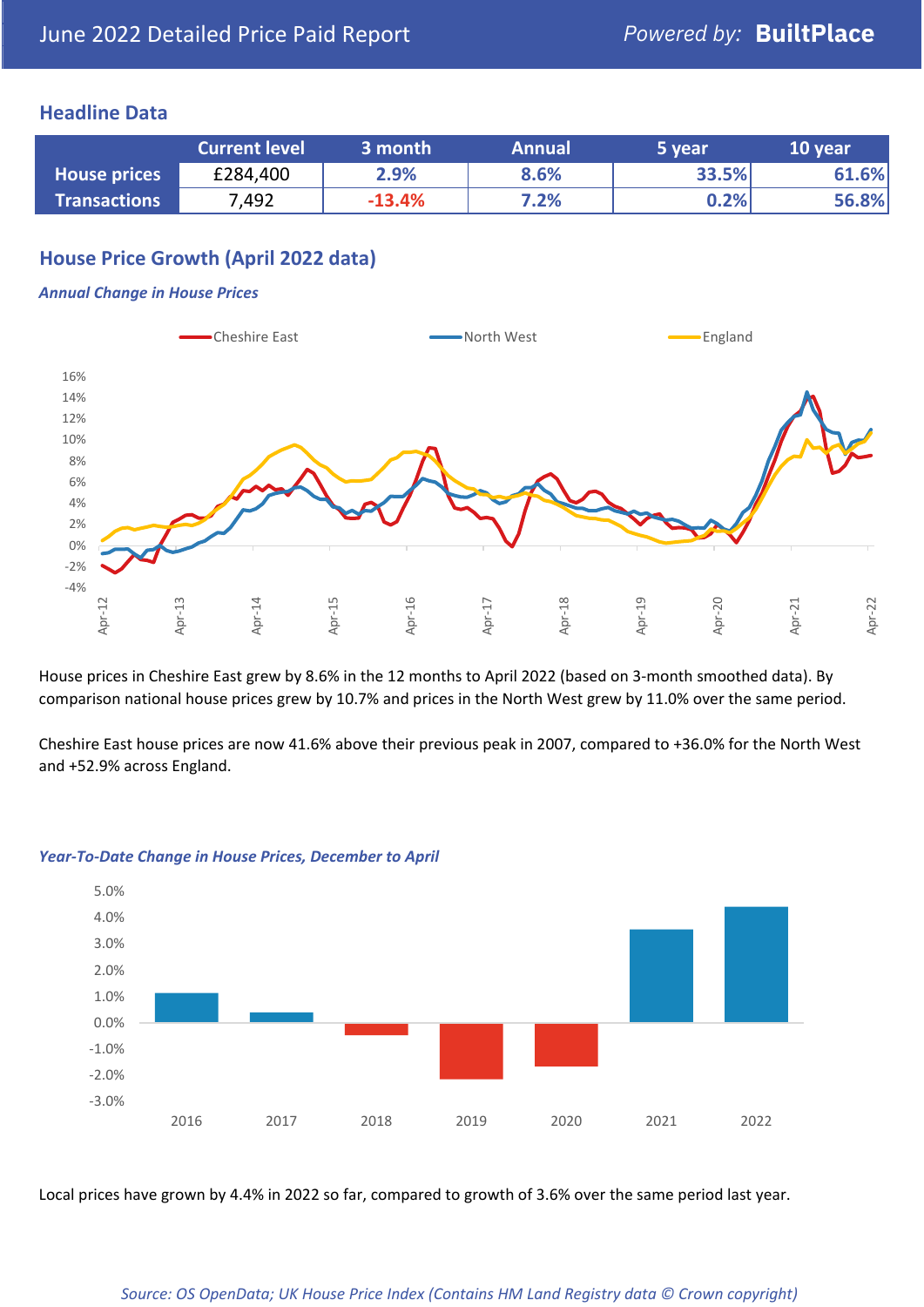# June 2022 Detailed Price Paid Report

*Powered by:* **BuiltPlace**

## Headline Data

| | Current level | 3 month | Annual | 5 year | 10 year |
|---|---|---|---|---|---|
| **House prices** | £284,400 | 2.9% | 8.6% | 33.5% | 61.6% |
| **Transactions** | 7,492 | -13.4% | 7.2% | 0.2% | 56.8% |

## House Price Growth (April 2022 data)

### *Annual Change in House Prices*

House prices in Cheshire East grew by 8.6% in the 12 months to April 2022 (based on 3-month smoothed data). By comparison national house prices grew by 10.7% and prices in the North West grew by 11.0% over the same period.

Cheshire East house prices are now 41.6% above their previous peak in 2007, compared to +36.0% for the North West and +52.9% across England.

### *Year-To-Date Change in House Prices, December to April*

Local prices have grown by 4.4% in 2022 so far, compared to growth of 3.6% over the same period last year.

*Source: OS OpenData; UK House Price Index (Contains HM Land Registry data © Crown copyright)*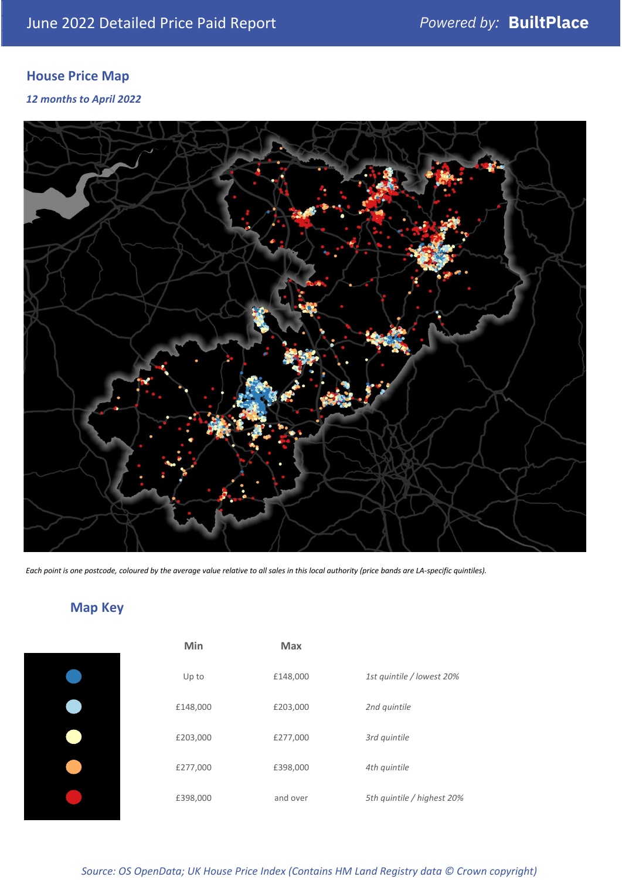June 2022 Detailed Price Paid Report

*Powered by:* **BuiltPlace**

## House Price Map

***12 months to April 2022***

*Each point is one postcode, coloured by the average value relative to all sales in this local authority (price bands are LA-specific quintiles).*

## Map Key

| Min | Max | |
|---|---|---|
| Up to | £148,000 | *1st quintile / lowest 20%* |
| £148,000 | £203,000 | *2nd quintile* |
| £203,000 | £277,000 | *3rd quintile* |
| £277,000 | £398,000 | *4th quintile* |
| £398,000 | and over | *5th quintile / highest 20%* |

*Source: OS OpenData; UK House Price Index (Contains HM Land Registry data © Crown copyright)*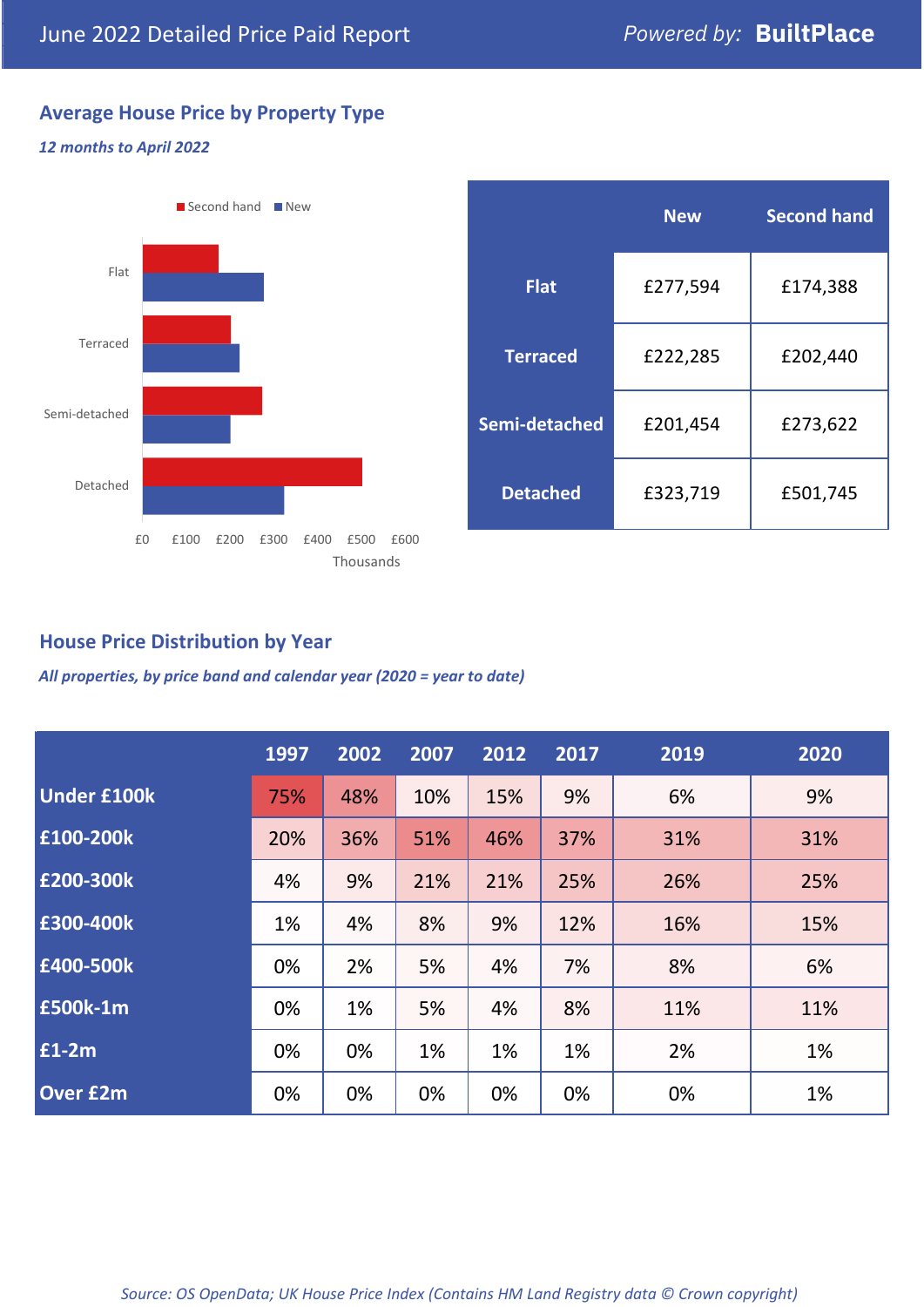June 2022 Detailed Price Paid Report

Powered by: **BuiltPlace**

## Average House Price by Property Type

*12 months to April 2022*

Second hand ■ New ■

Flat

Terraced

Semi-detached

Detached

£0 £100 £200 £300 £400 £500 £600

Thousands

| | New | Second hand |
|---|---|---|
| **Flat** | £277,594 | £174,388 |
| **Terraced** | £222,285 | £202,440 |
| **Semi-detached** | £201,454 | £273,622 |
| **Detached** | £323,719 | £501,745 |

## House Price Distribution by Year

*All properties, by price band and calendar year (2020 = year to date)*

| | 1997 | 2002 | 2007 | 2012 | 2017 | 2019 | 2020 |
|---|---|---|---|---|---|---|---|
| **Under £100k** | 75% | 48% | 10% | 15% | 9% | 6% | 9% |
| **£100-200k** | 20% | 36% | 51% | 46% | 37% | 31% | 31% |
| **£200-300k** | 4% | 9% | 21% | 21% | 25% | 26% | 25% |
| **£300-400k** | 1% | 4% | 8% | 9% | 12% | 16% | 15% |
| **£400-500k** | 0% | 2% | 5% | 4% | 7% | 8% | 6% |
| **£500k-1m** | 0% | 1% | 5% | 4% | 8% | 11% | 11% |
| **£1-2m** | 0% | 0% | 1% | 1% | 1% | 2% | 1% |
| **Over £2m** | 0% | 0% | 0% | 0% | 0% | 0% | 1% |

*Source: OS OpenData; UK House Price Index (Contains HM Land Registry data © Crown copyright)*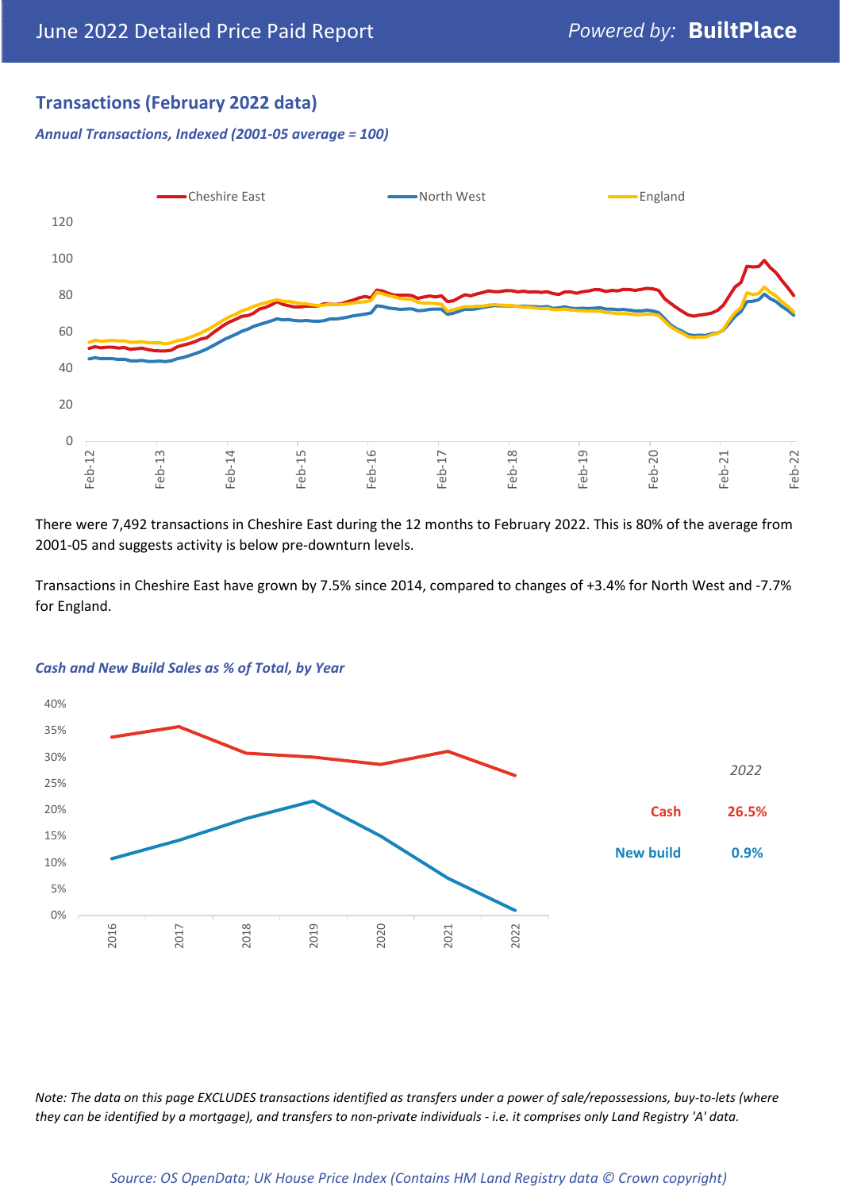## Transactions (February 2022 data)

*Annual Transactions, Indexed (2001-05 average = 100)*

There were 7,492 transactions in Cheshire East during the 12 months to February 2022. This is 80% of the average from 2001-05 and suggests activity is below pre-downturn levels.

Transactions in Cheshire East have grown by 7.5% since 2014, compared to changes of +3.4% for North West and -7.7% for England.

*Cash and New Build Sales as % of Total, by Year*

| 2022 | |
|---|---|
| Cash | 26.5% |
| New build | 0.9% |

*Note: The data on this page EXCLUDES transactions identified as transfers under a power of sale/repossessions, buy-to-lets (where they can be identified by a mortgage), and transfers to non-private individuals - i.e. it comprises only Land Registry 'A' data.*

*Source: OS OpenData; UK House Price Index (Contains HM Land Registry data © Crown copyright)*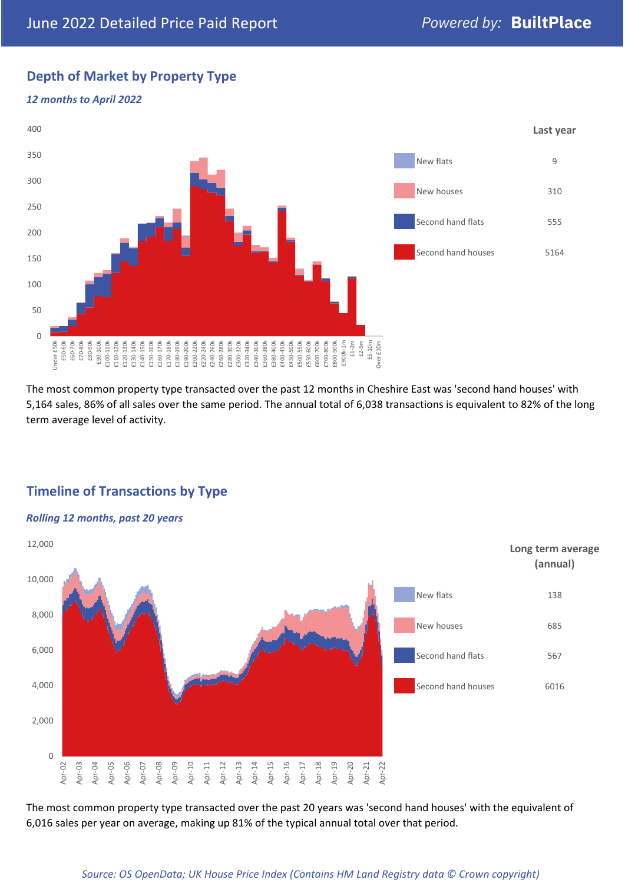June 2022 Detailed Price Paid Report

Powered by: **BuiltPlace**

## Depth of Market by Property Type

*12 months to April 2022*

400
350
300
250
200
150
100
50
0

Under £50k, £50-60k, £60-70k, £70-80k, £80-90k, £90-100k, £100-110k, £110-120k, £120-130k, £130-140k, £140-150k, £150-160k, £160-170k, £170-180k, £180-190k, £190-200k, £200-220k, £220-240k, £240-260k, £260-280k, £280-300k, £300-320k, £320-340k, £340-360k, £360-380k, £380-400k, £400-450k, £450-500k, £500-550k, £550-600k, £600-700k, £700-800k, £800-900k, £900k-1m, £1-2m, £2-5m, £5-10m, Over £10m

**Last year**

New flats 9
New houses 310
Second hand flats 555
Second hand houses 5164

The most common property type transacted over the past 12 months in Cheshire East was 'second hand houses' with 5,164 sales, 86% of all sales over the same period. The annual total of 6,038 transactions is equivalent to 82% of the long term average level of activity.

## Timeline of Transactions by Type

*Rolling 12 months, past 20 years*

12,000
10,000
8,000
6,000
4,000
2,000
0

Apr-02, Apr-03, Apr-04, Apr-05, Apr-06, Apr-07, Apr-08, Apr-09, Apr-10, Apr-11, Apr-12, Apr-13, Apr-14, Apr-15, Apr-16, Apr-17, Apr-18, Apr-19, Apr-20, Apr-21, Apr-22

**Long term average (annual)**

New flats 138
New houses 685
Second hand flats 567
Second hand houses 6016

The most common property type transacted over the past 20 years was 'second hand houses' with the equivalent of 6,016 sales per year on average, making up 81% of the typical annual total over that period.

*Source: OS OpenData; UK House Price Index (Contains HM Land Registry data © Crown copyright)*